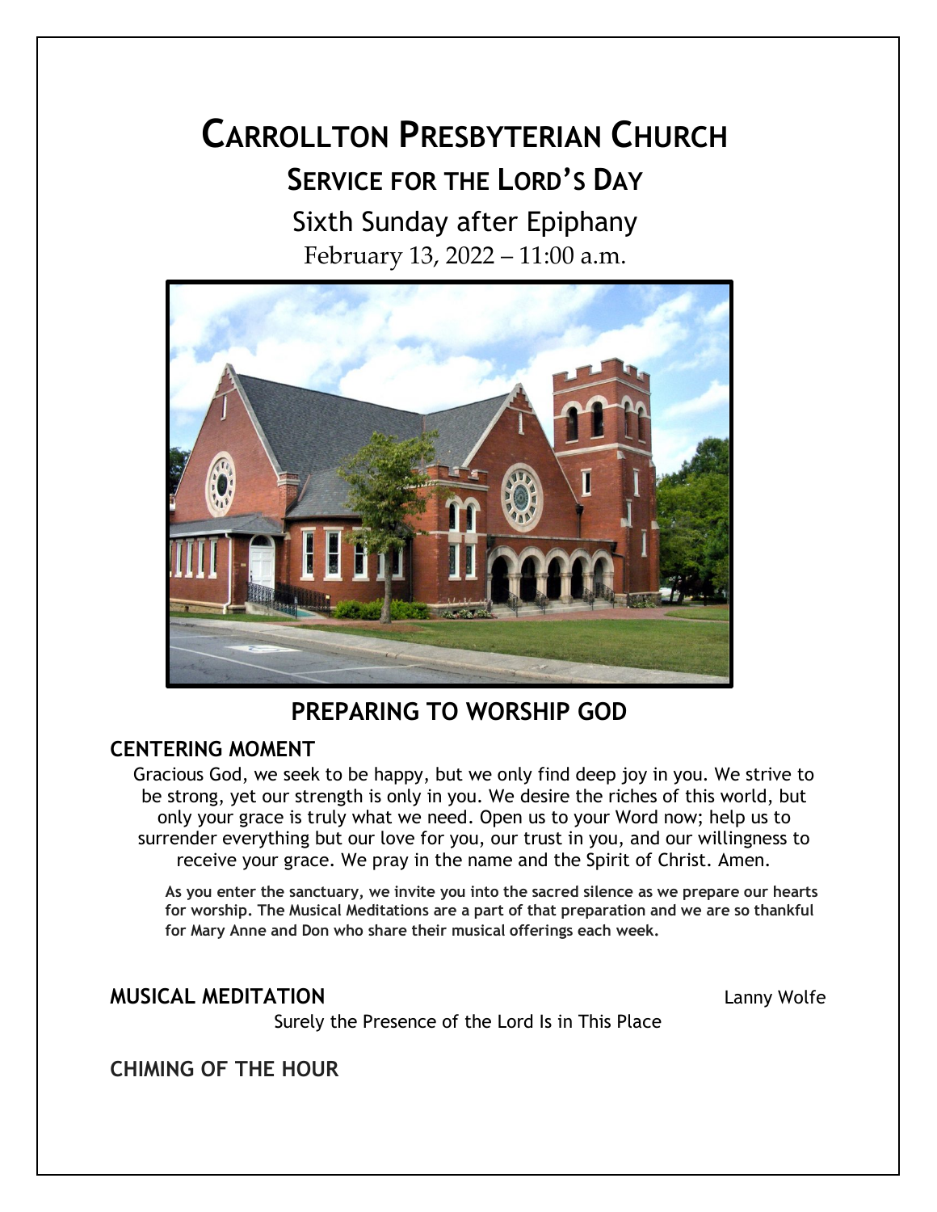# Carrollton Presbyterian Church

## Service for the Lord's Day

Sixth Sunday after Epiphany

February 13, 2022 – 11:00 a.m.

## PREPARING TO WORSHIP GOD

### CENTERING MOMENT

Gracious God, we seek to be happy, but we only find deep joy in you. We strive to be strong, yet our strength is only in you. We desire the riches of this world, but only your grace is truly what we need. Open us to your Word now; help us to surrender everything but our love for you, our trust in you, and our willingness to receive your grace. We pray in the name and the Spirit of Christ. Amen.

**As you enter the sanctuary, we invite you into the sacred silence as we prepare our hearts for worship. The Musical Meditations are a part of that preparation and we are so thankful for Mary Anne and Don who share their musical offerings each week.**

### MUSICAL MEDITATION

Lanny Wolfe

Surely the Presence of the Lord Is in This Place

### CHIMING OF THE HOUR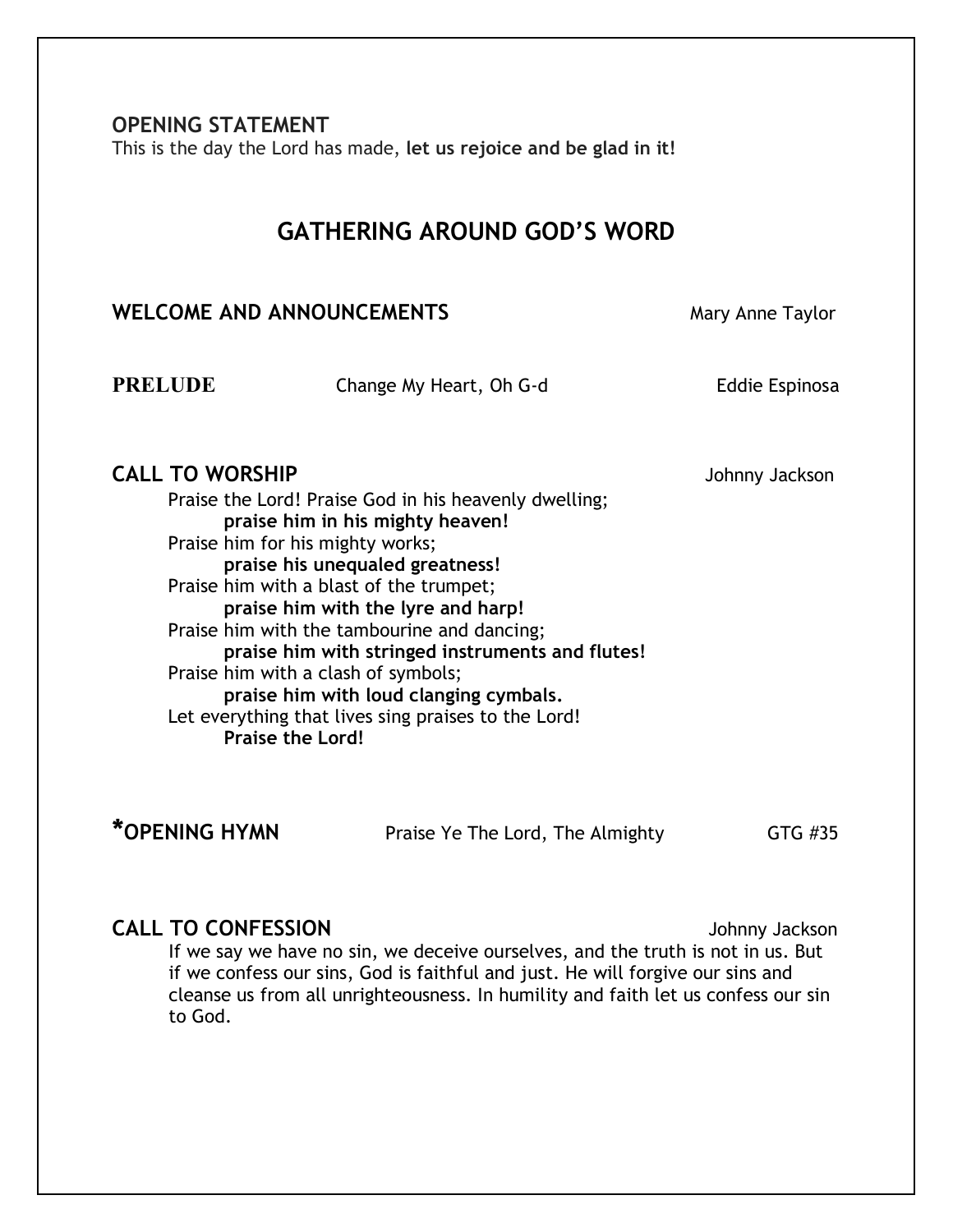**OPENING STATEMENT**
This is the day the Lord has made, **let us rejoice and be glad in it!**

## GATHERING AROUND GOD'S WORD

**WELCOME AND ANNOUNCEMENTS** Mary Anne Taylor

**PRELUDE** Change My Heart, Oh G-d Eddie Espinosa

**CALL TO WORSHIP** Johnny Jackson

Praise the Lord! Praise God in his heavenly dwelling;
**praise him in his mighty heaven!**
Praise him for his mighty works;
**praise his unequaled greatness!**
Praise him with a blast of the trumpet;
**praise him with the lyre and harp!**
Praise him with the tambourine and dancing;
**praise him with stringed instruments and flutes!**
Praise him with a clash of symbols;
**praise him with loud clanging cymbals.**
Let everything that lives sing praises to the Lord!
**Praise the Lord!**

**\*OPENING HYMN** Praise Ye The Lord, The Almighty GTG #35

**CALL TO CONFESSION** Johnny Jackson

If we say we have no sin, we deceive ourselves, and the truth is not in us. But if we confess our sins, God is faithful and just. He will forgive our sins and cleanse us from all unrighteousness. In humility and faith let us confess our sin to God.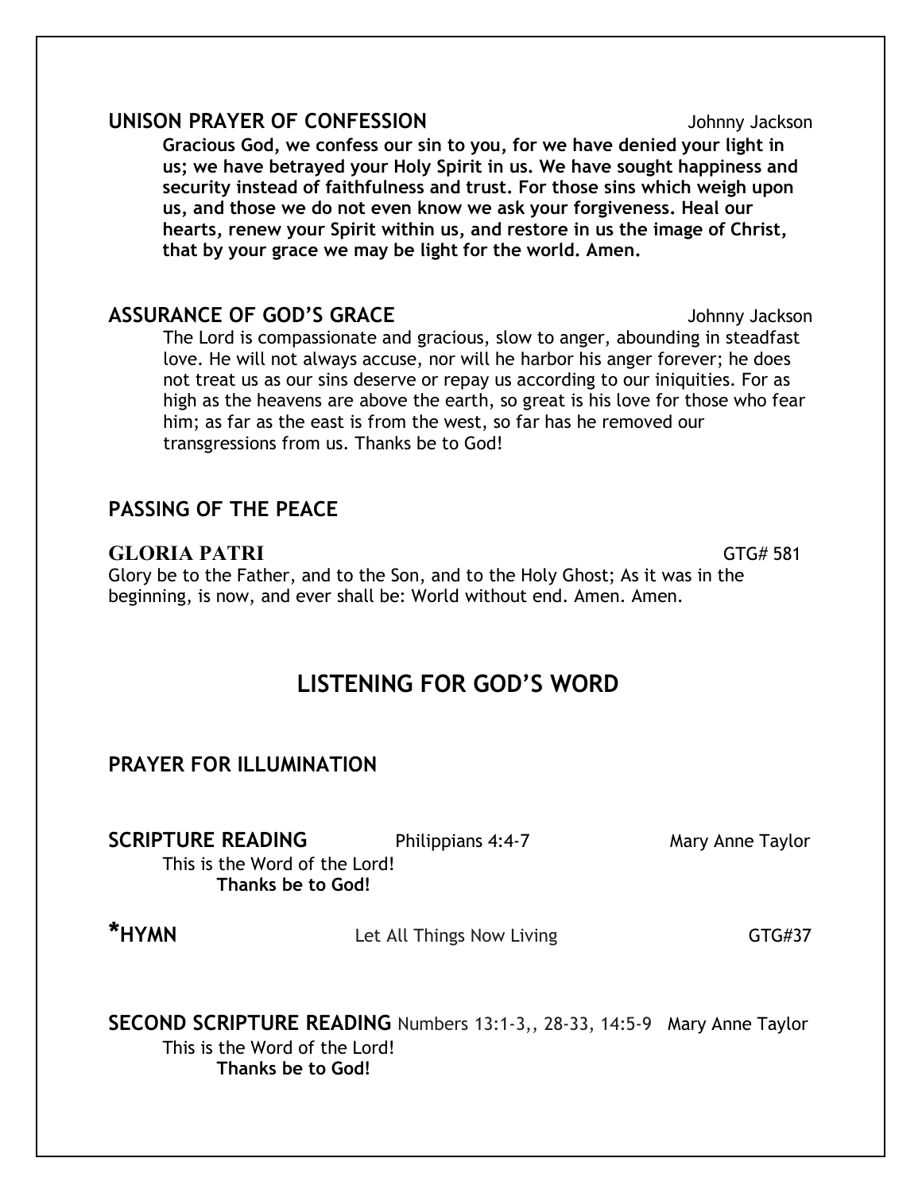## UNISON PRAYER OF CONFESSION Johnny Jackson

**Gracious God, we confess our sin to you, for we have denied your light in us; we have betrayed your Holy Spirit in us. We have sought happiness and security instead of faithfulness and trust. For those sins which weigh upon us, and those we do not even know we ask your forgiveness. Heal our hearts, renew your Spirit within us, and restore in us the image of Christ, that by your grace we may be light for the world. Amen.**

## ASSURANCE OF GOD'S GRACE Johnny Jackson

The Lord is compassionate and gracious, slow to anger, abounding in steadfast love. He will not always accuse, nor will he harbor his anger forever; he does not treat us as our sins deserve or repay us according to our iniquities. For as high as the heavens are above the earth, so great is his love for those who fear him; as far as the east is from the west, so far has he removed our transgressions from us. Thanks be to God!

## PASSING OF THE PEACE

## GLORIA PATRI GTG# 581

Glory be to the Father, and to the Son, and to the Holy Ghost; As it was in the beginning, is now, and ever shall be: World without end. Amen. Amen.

# LISTENING FOR GOD'S WORD

## PRAYER FOR ILLUMINATION

## SCRIPTURE READING Philippians 4:4-7 Mary Anne Taylor

This is the Word of the Lord!
**Thanks be to God!**

## *HYMN Let All Things Now Living GTG#37

## SECOND SCRIPTURE READING Numbers 13:1-3,, 28-33, 14:5-9 Mary Anne Taylor

This is the Word of the Lord!
**Thanks be to God!**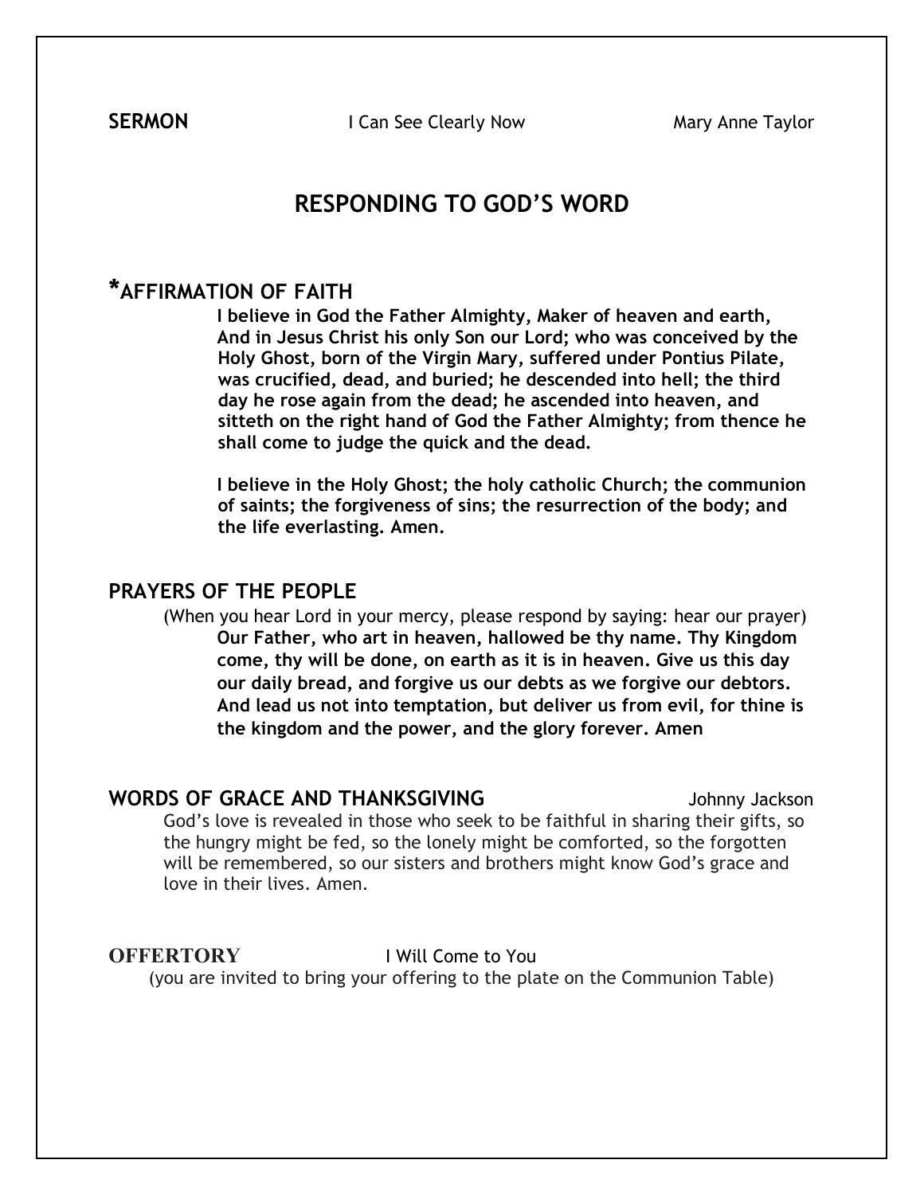**SERMON** I Can See Clearly Now Mary Anne Taylor

## RESPONDING TO GOD'S WORD

### *AFFIRMATION OF FAITH

**I believe in God the Father Almighty, Maker of heaven and earth, And in Jesus Christ his only Son our Lord; who was conceived by the Holy Ghost, born of the Virgin Mary, suffered under Pontius Pilate, was crucified, dead, and buried; he descended into hell; the third day he rose again from the dead; he ascended into heaven, and sitteth on the right hand of God the Father Almighty; from thence he shall come to judge the quick and the dead.**

**I believe in the Holy Ghost; the holy catholic Church; the communion of saints; the forgiveness of sins; the resurrection of the body; and the life everlasting. Amen.**

### PRAYERS OF THE PEOPLE

(When you hear Lord in your mercy, please respond by saying: hear our prayer)

**Our Father, who art in heaven, hallowed be thy name. Thy Kingdom come, thy will be done, on earth as it is in heaven. Give us this day our daily bread, and forgive us our debts as we forgive our debtors. And lead us not into temptation, but deliver us from evil, for thine is the kingdom and the power, and the glory forever. Amen**

### WORDS OF GRACE AND THANKSGIVING Johnny Jackson

God's love is revealed in those who seek to be faithful in sharing their gifts, so the hungry might be fed, so the lonely might be comforted, so the forgotten will be remembered, so our sisters and brothers might know God's grace and love in their lives. Amen.

**OFFERTORY** I Will Come to You

(you are invited to bring your offering to the plate on the Communion Table)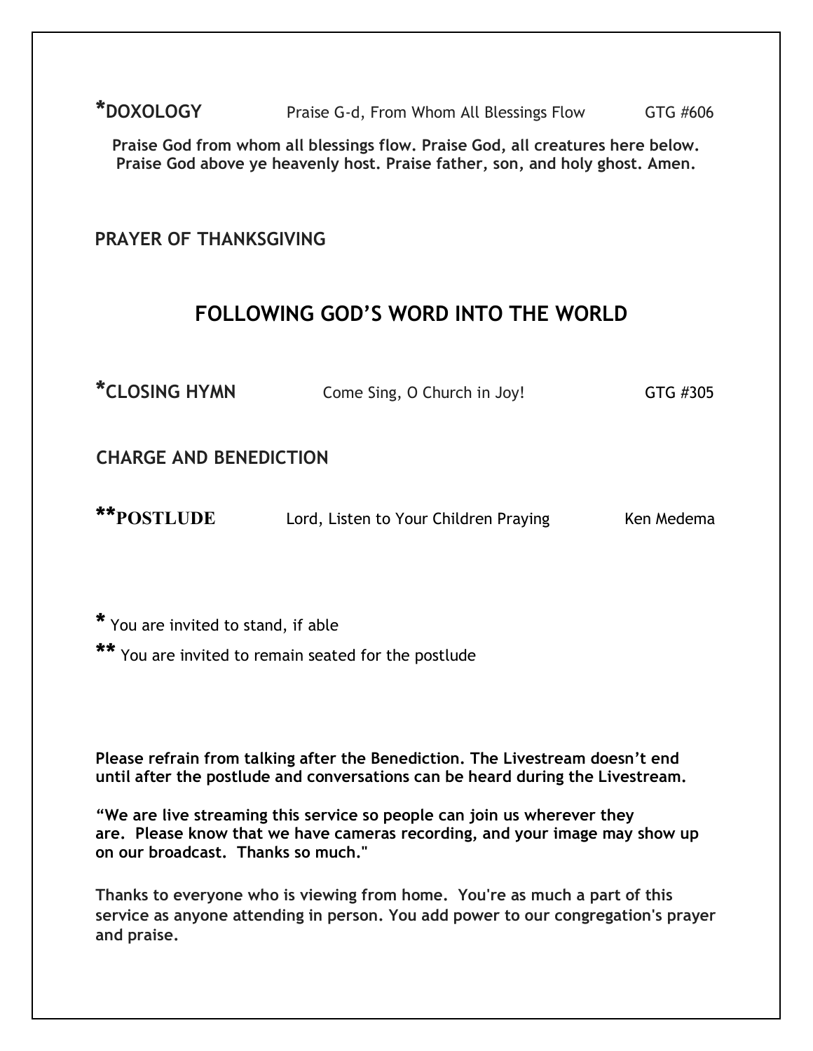**\*DOXOLOGY** Praise G-d, From Whom All Blessings Flow GTG #606

**Praise God from whom all blessings flow. Praise God, all creatures here below. Praise God above ye heavenly host. Praise father, son, and holy ghost. Amen.**

**PRAYER OF THANKSGIVING**

## FOLLOWING GOD'S WORD INTO THE WORLD

**\*CLOSING HYMN** Come Sing, O Church in Joy! GTG #305

**CHARGE AND BENEDICTION**

**\*\*POSTLUDE** Lord, Listen to Your Children Praying Ken Medema

\* You are invited to stand, if able

\*\* You are invited to remain seated for the postlude

**Please refrain from talking after the Benediction. The Livestream doesn't end until after the postlude and conversations can be heard during the Livestream.**

**"We are live streaming this service so people can join us wherever they are. Please know that we have cameras recording, and your image may show up on our broadcast. Thanks so much."**

**Thanks to everyone who is viewing from home. You're as much a part of this service as anyone attending in person. You add power to our congregation's prayer and praise.**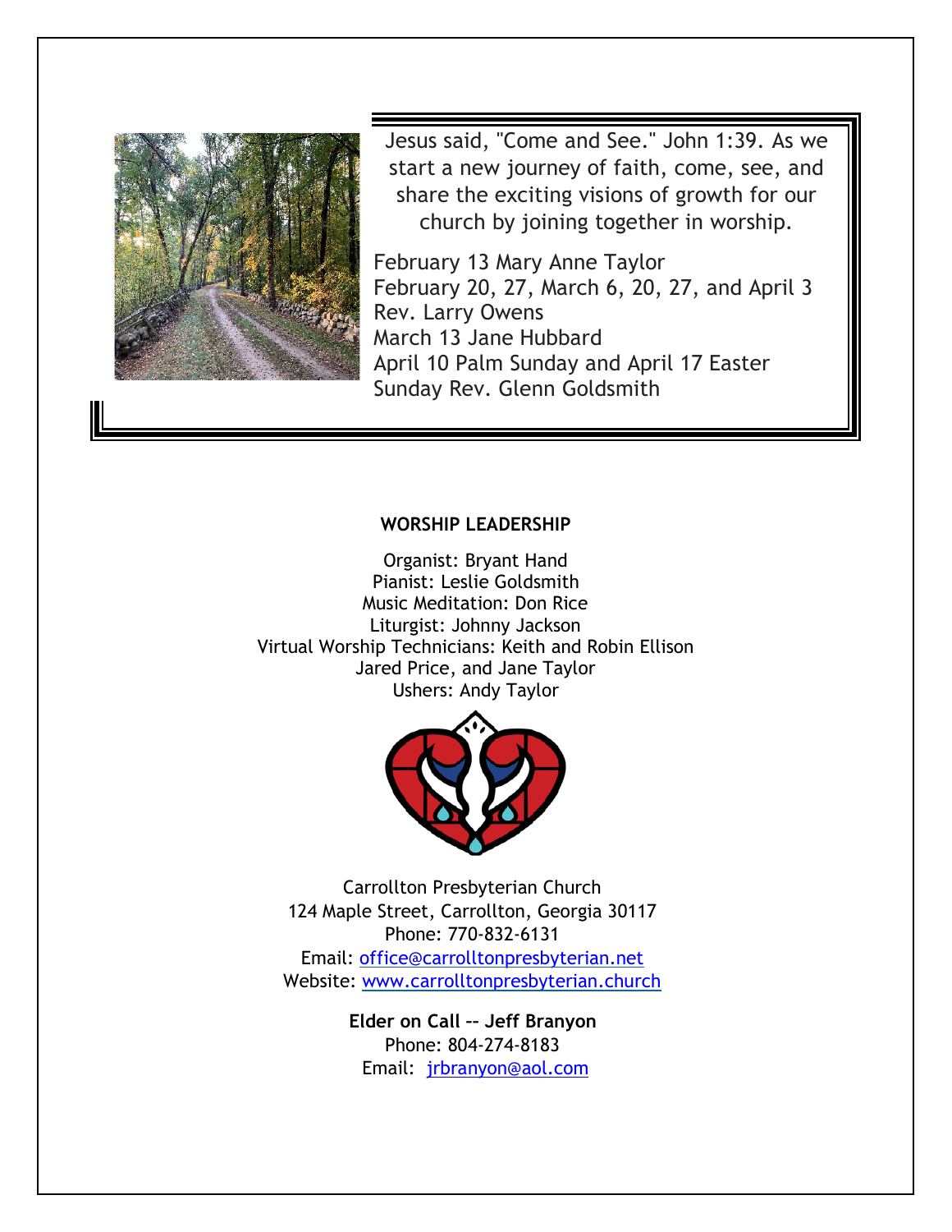Jesus said, "Come and See." John 1:39. As we start a new journey of faith, come, see, and share the exciting visions of growth for our church by joining together in worship.

February 13 Mary Anne Taylor
February 20, 27, March 6, 20, 27, and April 3 Rev. Larry Owens
March 13 Jane Hubbard
April 10 Palm Sunday and April 17 Easter Sunday Rev. Glenn Goldsmith

**WORSHIP LEADERSHIP**

Organist: Bryant Hand
Pianist: Leslie Goldsmith
Music Meditation: Don Rice
Liturgist: Johnny Jackson
Virtual Worship Technicians: Keith and Robin Ellison
Jared Price, and Jane Taylor
Ushers: Andy Taylor

Carrollton Presbyterian Church
124 Maple Street, Carrollton, Georgia 30117
Phone: 770-832-6131
Email: office@carrolltonpresbyterian.net
Website: www.carrolltonpresbyterian.church

**Elder on Call -- Jeff Branyon**
Phone: 804-274-8183
Email: jrbranyon@aol.com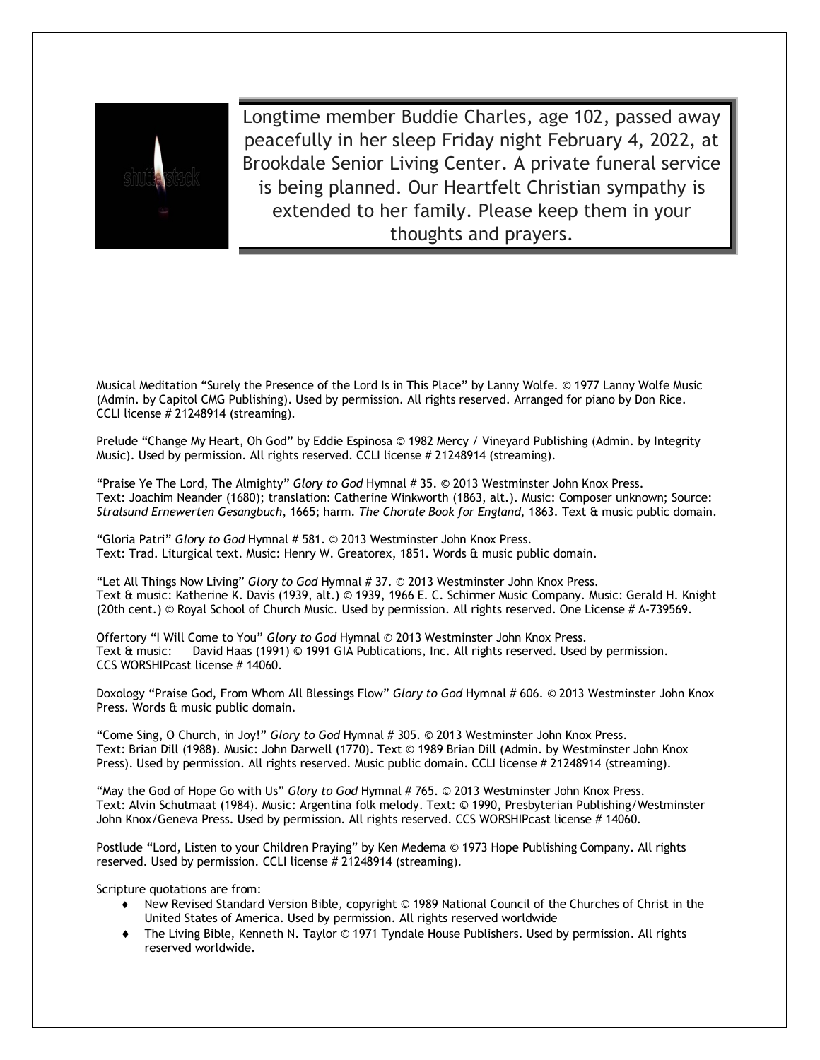Longtime member Buddie Charles, age 102, passed away peacefully in her sleep Friday night February 4, 2022, at Brookdale Senior Living Center. A private funeral service is being planned. Our Heartfelt Christian sympathy is extended to her family. Please keep them in your thoughts and prayers.

Musical Meditation "Surely the Presence of the Lord Is in This Place" by Lanny Wolfe. © 1977 Lanny Wolfe Music (Admin. by Capitol CMG Publishing). Used by permission. All rights reserved. Arranged for piano by Don Rice. CCLI license # 21248914 (streaming).

Prelude "Change My Heart, Oh God" by Eddie Espinosa © 1982 Mercy / Vineyard Publishing (Admin. by Integrity Music). Used by permission. All rights reserved. CCLI license # 21248914 (streaming).

"Praise Ye The Lord, The Almighty" *Glory to God* Hymnal # 35. © 2013 Westminster John Knox Press. Text: Joachim Neander (1680); translation: Catherine Winkworth (1863, alt.). Music: Composer unknown; Source: *Stralsund Ernewerten Gesangbuch*, 1665; harm. *The Chorale Book for England*, 1863. Text & music public domain.

"Gloria Patri" *Glory to God* Hymnal # 581. © 2013 Westminster John Knox Press. Text: Trad. Liturgical text. Music: Henry W. Greatorex, 1851. Words & music public domain.

"Let All Things Now Living" *Glory to God* Hymnal # 37. © 2013 Westminster John Knox Press. Text & music: Katherine K. Davis (1939, alt.) © 1939, 1966 E. C. Schirmer Music Company. Music: Gerald H. Knight (20th cent.) © Royal School of Church Music. Used by permission. All rights reserved. One License # A-739569.

Offertory "I Will Come to You" *Glory to God* Hymnal © 2013 Westminster John Knox Press. Text & music: David Haas (1991) © 1991 GIA Publications, Inc. All rights reserved. Used by permission. CCS WORSHIPcast license # 14060.

Doxology "Praise God, From Whom All Blessings Flow" *Glory to God* Hymnal # 606. © 2013 Westminster John Knox Press. Words & music public domain.

"Come Sing, O Church, in Joy!" *Glory to God* Hymnal # 305. © 2013 Westminster John Knox Press. Text: Brian Dill (1988). Music: John Darwell (1770). Text © 1989 Brian Dill (Admin. by Westminster John Knox Press). Used by permission. All rights reserved. Music public domain. CCLI license # 21248914 (streaming).

"May the God of Hope Go with Us" *Glory to God* Hymnal # 765. © 2013 Westminster John Knox Press. Text: Alvin Schutmaat (1984). Music: Argentina folk melody. Text: © 1990, Presbyterian Publishing/Westminster John Knox/Geneva Press. Used by permission. All rights reserved. CCS WORSHIPcast license # 14060.

Postlude "Lord, Listen to your Children Praying" by Ken Medema © 1973 Hope Publishing Company. All rights reserved. Used by permission. CCLI license # 21248914 (streaming).

Scripture quotations are from:

- New Revised Standard Version Bible, copyright © 1989 National Council of the Churches of Christ in the United States of America. Used by permission. All rights reserved worldwide
- The Living Bible, Kenneth N. Taylor © 1971 Tyndale House Publishers. Used by permission. All rights reserved worldwide.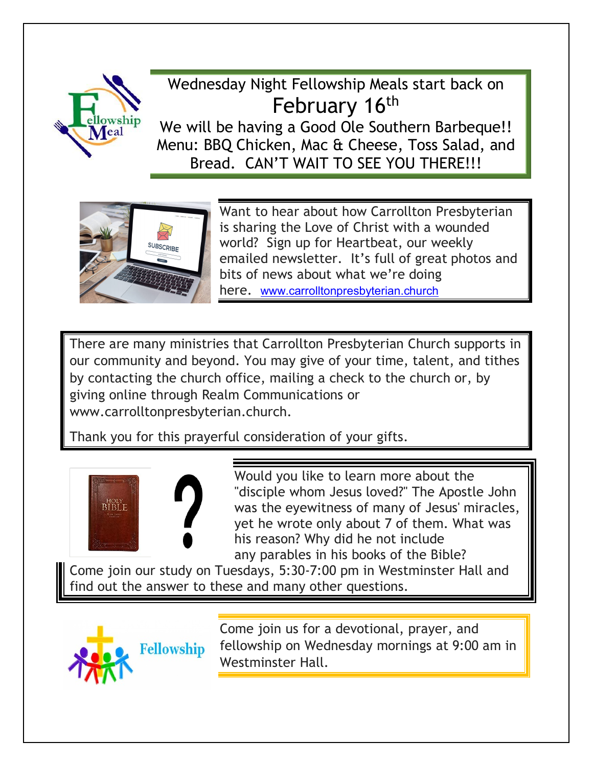Wednesday Night Fellowship Meals start back on

February 16th

We will be having a Good Ole Southern Barbeque!! Menu: BBQ Chicken, Mac & Cheese, Toss Salad, and Bread. CAN'T WAIT TO SEE YOU THERE!!!

Want to hear about how Carrollton Presbyterian is sharing the Love of Christ with a wounded world? Sign up for Heartbeat, our weekly emailed newsletter. It's full of great photos and bits of news about what we're doing here. www.carrolltonpresbyterian.church

There are many ministries that Carrollton Presbyterian Church supports in our community and beyond. You may give of your time, talent, and tithes by contacting the church office, mailing a check to the church or, by giving online through Realm Communications or www.carrolltonpresbyterian.church.

Thank you for this prayerful consideration of your gifts.

Would you like to learn more about the "disciple whom Jesus loved?" The Apostle John was the eyewitness of many of Jesus' miracles, yet he wrote only about 7 of them. What was his reason? Why did he not include any parables in his books of the Bible?

Come join our study on Tuesdays, 5:30-7:00 pm in Westminster Hall and find out the answer to these and many other questions.

Come join us for a devotional, prayer, and fellowship on Wednesday mornings at 9:00 am in Westminster Hall.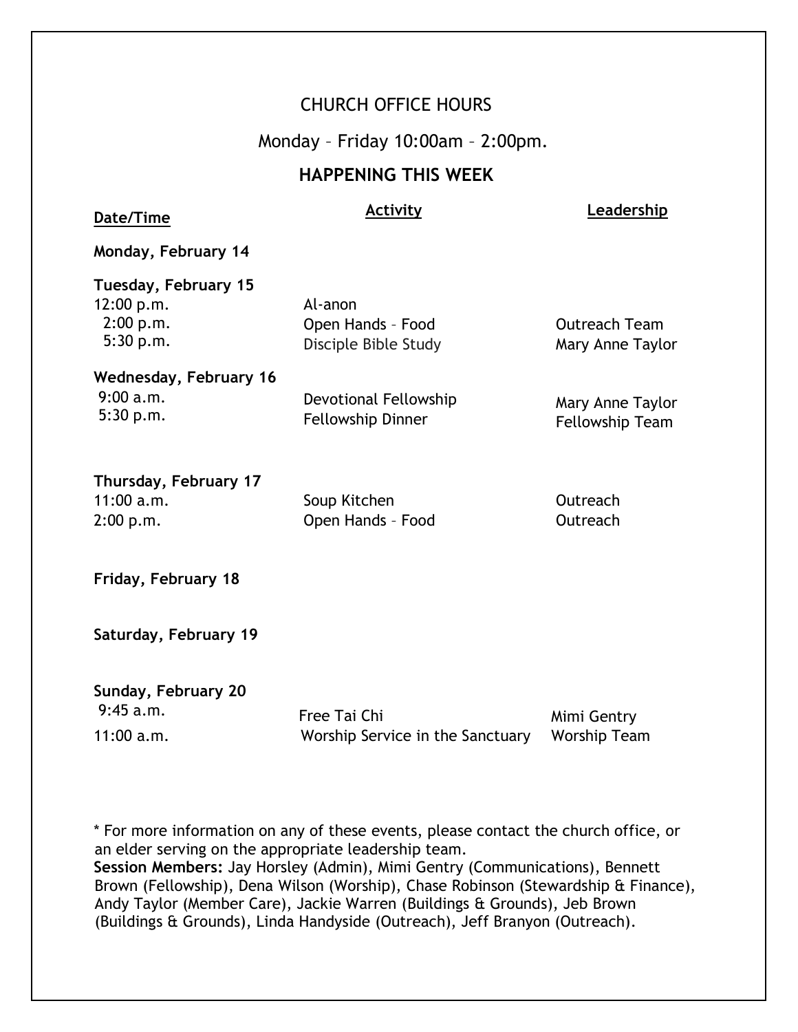## CHURCH OFFICE HOURS

Monday – Friday 10:00am – 2:00pm.

## HAPPENING THIS WEEK

| Date/Time | Activity | Leadership |
| --- | --- | --- |
| **Monday, February 14** | | |
| **Tuesday, February 15** | | |
| 12:00 p.m. | Al-anon | |
| 2:00 p.m. | Open Hands – Food | Outreach Team |
| 5:30 p.m. | Disciple Bible Study | Mary Anne Taylor |
| **Wednesday, February 16** | | |
| 9:00 a.m. | Devotional Fellowship | Mary Anne Taylor |
| 5:30 p.m. | Fellowship Dinner | Fellowship Team |
| **Thursday, February 17** | | |
| 11:00 a.m. | Soup Kitchen | Outreach |
| 2:00 p.m. | Open Hands – Food | Outreach |
| **Friday, February 18** | | |
| **Saturday, February 19** | | |
| **Sunday, February 20** | | |
| 9:45 a.m. | Free Tai Chi | Mimi Gentry |
| 11:00 a.m. | Worship Service in the Sanctuary | Worship Team |

* For more information on any of these events, please contact the church office, or an elder serving on the appropriate leadership team.

**Session Members:** Jay Horsley (Admin), Mimi Gentry (Communications), Bennett Brown (Fellowship), Dena Wilson (Worship), Chase Robinson (Stewardship & Finance), Andy Taylor (Member Care), Jackie Warren (Buildings & Grounds), Jeb Brown (Buildings & Grounds), Linda Handyside (Outreach), Jeff Branyon (Outreach).